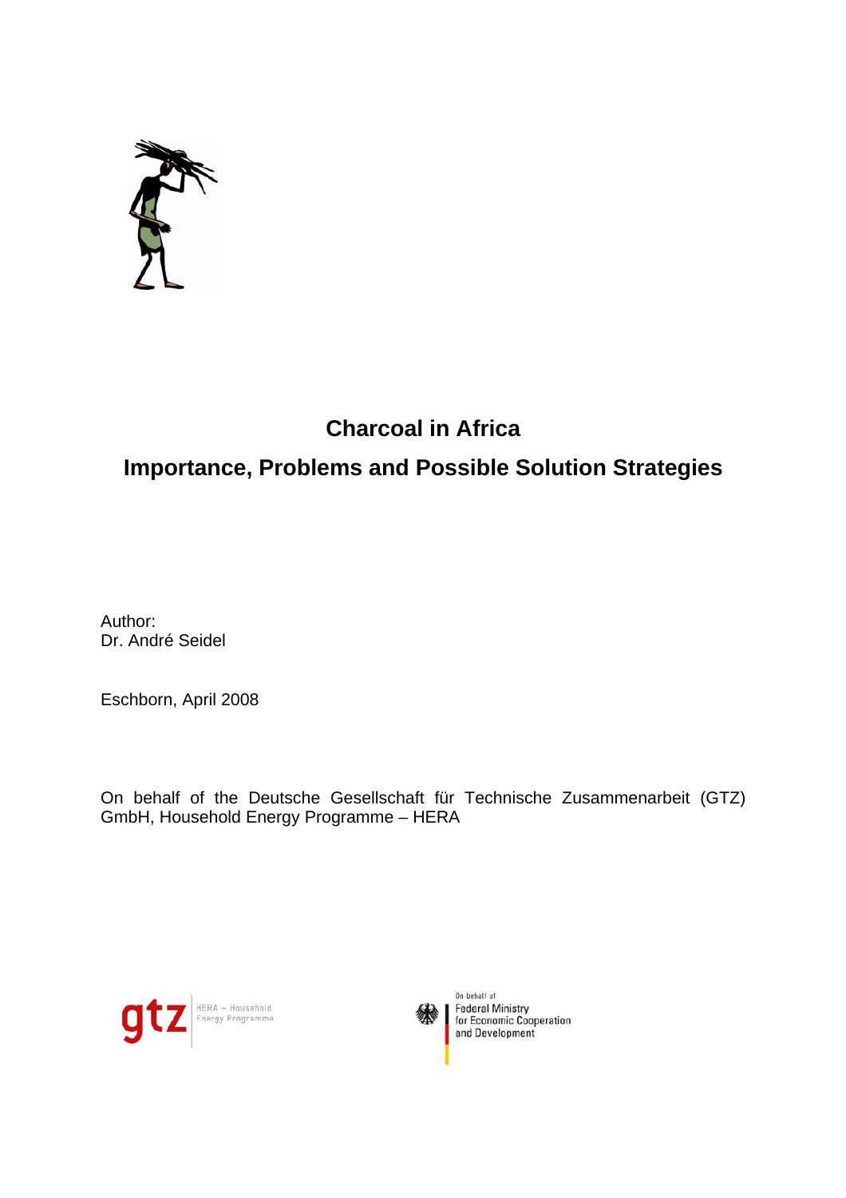# Charcoal in Africa

## Importance, Problems and Possible Solution Strategies

Author:
Dr. André Seidel

Eschborn, April 2008

On behalf of the Deutsche Gesellschaft für Technische Zusammenarbeit (GTZ) GmbH, Household Energy Programme – HERA

gtz HERA – Household Energy Programme

On behalf of
Federal Ministry
for Economic Cooperation
and Development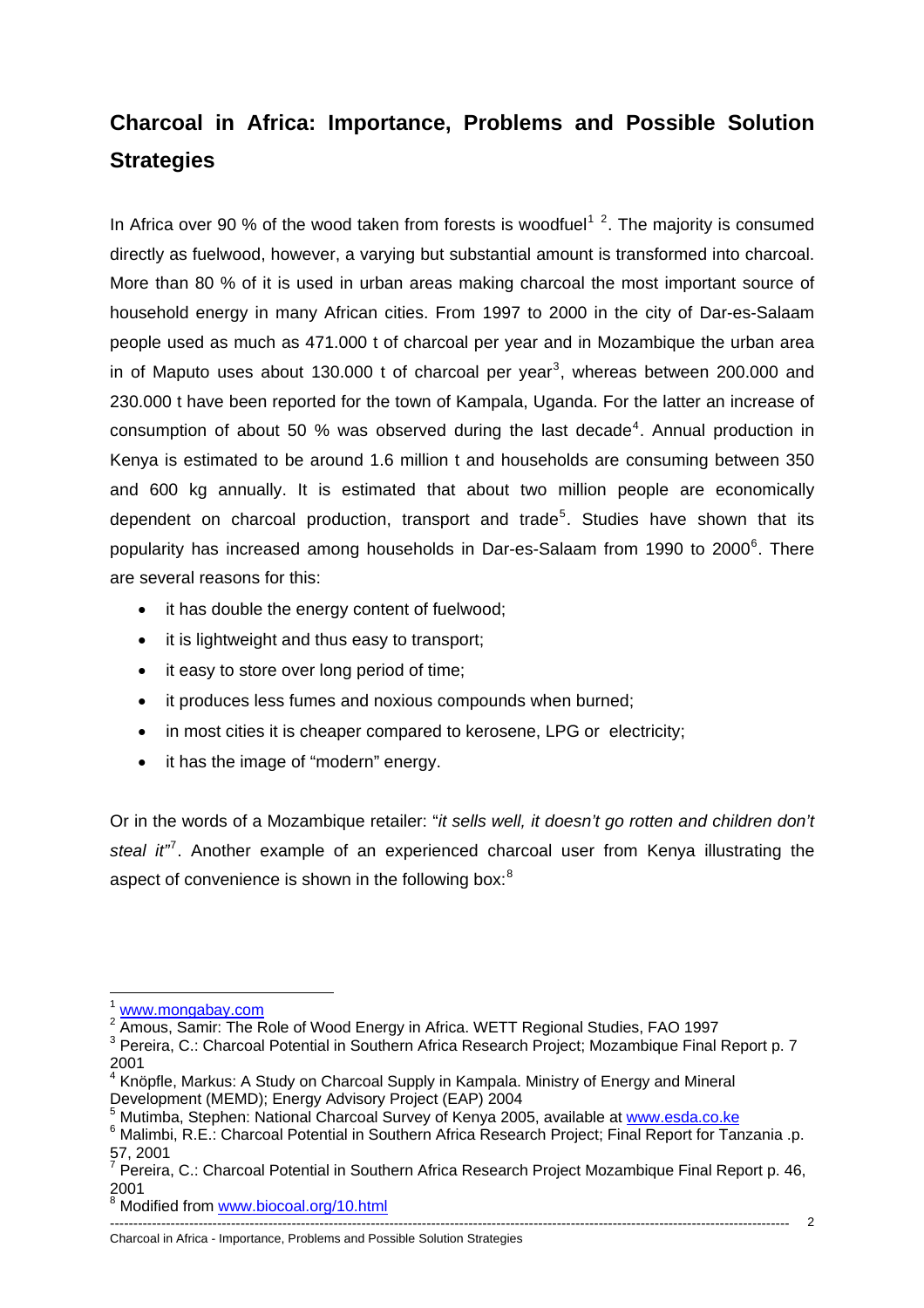## Charcoal in Africa: Importance, Problems and Possible Solution Strategies

In Africa over 90 % of the wood taken from forests is woodfuel[1] [2]. The majority is consumed directly as fuelwood, however, a varying but substantial amount is transformed into charcoal. More than 80 % of it is used in urban areas making charcoal the most important source of household energy in many African cities. From 1997 to 2000 in the city of Dar-es-Salaam people used as much as 471.000 t of charcoal per year and in Mozambique the urban area in of Maputo uses about 130.000 t of charcoal per year[3], whereas between 200.000 and 230.000 t have been reported for the town of Kampala, Uganda. For the latter an increase of consumption of about 50 % was observed during the last decade[4]. Annual production in Kenya is estimated to be around 1.6 million t and households are consuming between 350 and 600 kg annually. It is estimated that about two million people are economically dependent on charcoal production, transport and trade[5]. Studies have shown that its popularity has increased among households in Dar-es-Salaam from 1990 to 2000[6]. There are several reasons for this:

- it has double the energy content of fuelwood;
- it is lightweight and thus easy to transport;
- it easy to store over long period of time;
- it produces less fumes and noxious compounds when burned;
- in most cities it is cheaper compared to kerosene, LPG or electricity;
- it has the image of "modern" energy.

Or in the words of a Mozambique retailer: "*it sells well, it doesn't go rotten and children don't steal it*"[7]. Another example of an experienced charcoal user from Kenya illustrating the aspect of convenience is shown in the following box:[8]

---

[1] www.mongabay.com

[2] Amous, Samir: The Role of Wood Energy in Africa. WETT Regional Studies, FAO 1997

[3] Pereira, C.: Charcoal Potential in Southern Africa Research Project; Mozambique Final Report p. 7 2001

[4] Knöpfle, Markus: A Study on Charcoal Supply in Kampala. Ministry of Energy and Mineral Development (MEMD); Energy Advisory Project (EAP) 2004

[5] Mutimba, Stephen: National Charcoal Survey of Kenya 2005, available at www.esda.co.ke

[6] Malimbi, R.E.: Charcoal Potential in Southern Africa Research Project; Final Report for Tanzania .p. 57, 2001

[7] Pereira, C.: Charcoal Potential in Southern Africa Research Project Mozambique Final Report p. 46, 2001

[8] Modified from www.biocoal.org/10.html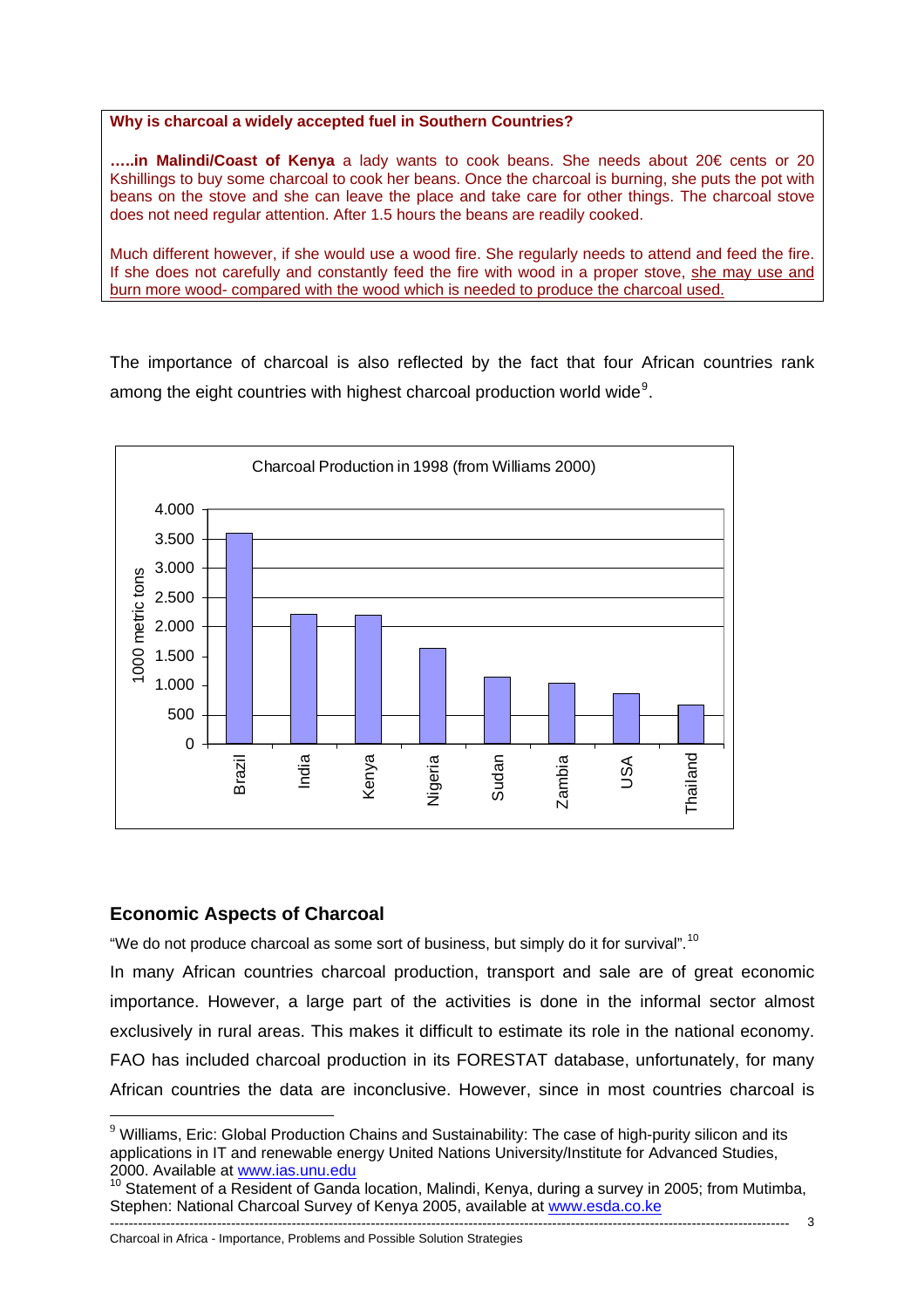**Why is charcoal a widely accepted fuel in Southern Countries?**

**…..in Malindi/Coast of Kenya** a lady wants to cook beans. She needs about 20€ cents or 20 Kshillings to buy some charcoal to cook her beans. Once the charcoal is burning, she puts the pot with beans on the stove and she can leave the place and take care for other things. The charcoal stove does not need regular attention. After 1.5 hours the beans are readily cooked.

Much different however, if she would use a wood fire. She regularly needs to attend and feed the fire. If she does not carefully and constantly feed the fire with wood in a proper stove, she may use and burn more wood- compared with the wood which is needed to produce the charcoal used.

The importance of charcoal is also reflected by the fact that four African countries rank among the eight countries with highest charcoal production world wide[9].

Charcoal Production in 1998 (from Williams 2000)

| Country | 1000 metric tons (approx.) |
|---|---|
| Brazil | 3.600 |
| India | 2.200 |
| Kenya | 2.200 |
| Nigeria | 1.600 |
| Sudan | 1.150 |
| Zambia | 1.050 |
| USA | 850 |
| Thailand | 650 |

## Economic Aspects of Charcoal

"We do not produce charcoal as some sort of business, but simply do it for survival".[10]

In many African countries charcoal production, transport and sale are of great economic importance. However, a large part of the activities is done in the informal sector almost exclusively in rural areas. This makes it difficult to estimate its role in the national economy. FAO has included charcoal production in its FORESTAT database, unfortunately, for many African countries the data are inconclusive. However, since in most countries charcoal is

---

[9] Williams, Eric: Global Production Chains and Sustainability: The case of high-purity silicon and its applications in IT and renewable energy United Nations University/Institute for Advanced Studies, 2000. Available at www.ias.unu.edu

[10] Statement of a Resident of Ganda location, Malindi, Kenya, during a survey in 2005; from Mutimba, Stephen: National Charcoal Survey of Kenya 2005, available at www.esda.co.ke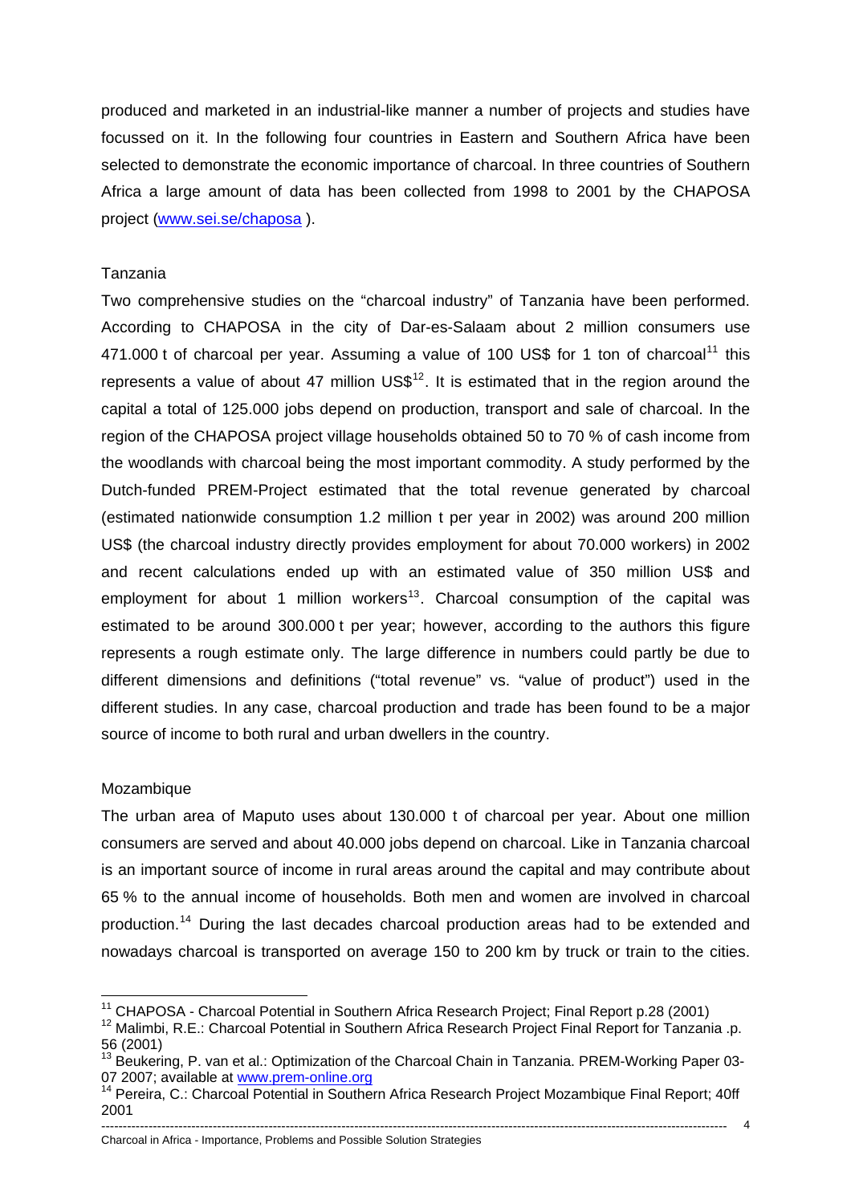produced and marketed in an industrial-like manner a number of projects and studies have focussed on it. In the following four countries in Eastern and Southern Africa have been selected to demonstrate the economic importance of charcoal. In three countries of Southern Africa a large amount of data has been collected from 1998 to 2001 by the CHAPOSA project (www.sei.se/chaposa ).

Tanzania

Two comprehensive studies on the "charcoal industry" of Tanzania have been performed. According to CHAPOSA in the city of Dar-es-Salaam about 2 million consumers use 471.000 t of charcoal per year. Assuming a value of 100 US$ for 1 ton of charcoal[11] this represents a value of about 47 million US$[12]. It is estimated that in the region around the capital a total of 125.000 jobs depend on production, transport and sale of charcoal. In the region of the CHAPOSA project village households obtained 50 to 70 % of cash income from the woodlands with charcoal being the most important commodity. A study performed by the Dutch-funded PREM-Project estimated that the total revenue generated by charcoal (estimated nationwide consumption 1.2 million t per year in 2002) was around 200 million US$ (the charcoal industry directly provides employment for about 70.000 workers) in 2002 and recent calculations ended up with an estimated value of 350 million US$ and employment for about 1 million workers[13]. Charcoal consumption of the capital was estimated to be around 300.000 t per year; however, according to the authors this figure represents a rough estimate only. The large difference in numbers could partly be due to different dimensions and definitions ("total revenue" vs. "value of product") used in the different studies. In any case, charcoal production and trade has been found to be a major source of income to both rural and urban dwellers in the country.

Mozambique

The urban area of Maputo uses about 130.000 t of charcoal per year. About one million consumers are served and about 40.000 jobs depend on charcoal. Like in Tanzania charcoal is an important source of income in rural areas around the capital and may contribute about 65 % to the annual income of households. Both men and women are involved in charcoal production.[14] During the last decades charcoal production areas had to be extended and nowadays charcoal is transported on average 150 to 200 km by truck or train to the cities.

---

[11] CHAPOSA - Charcoal Potential in Southern Africa Research Project; Final Report p.28 (2001)

[12] Malimbi, R.E.: Charcoal Potential in Southern Africa Research Project Final Report for Tanzania .p. 56 (2001)

[13] Beukering, P. van et al.: Optimization of the Charcoal Chain in Tanzania. PREM-Working Paper 03-07 2007; available at www.prem-online.org

[14] Pereira, C.: Charcoal Potential in Southern Africa Research Project Mozambique Final Report; 40ff 2001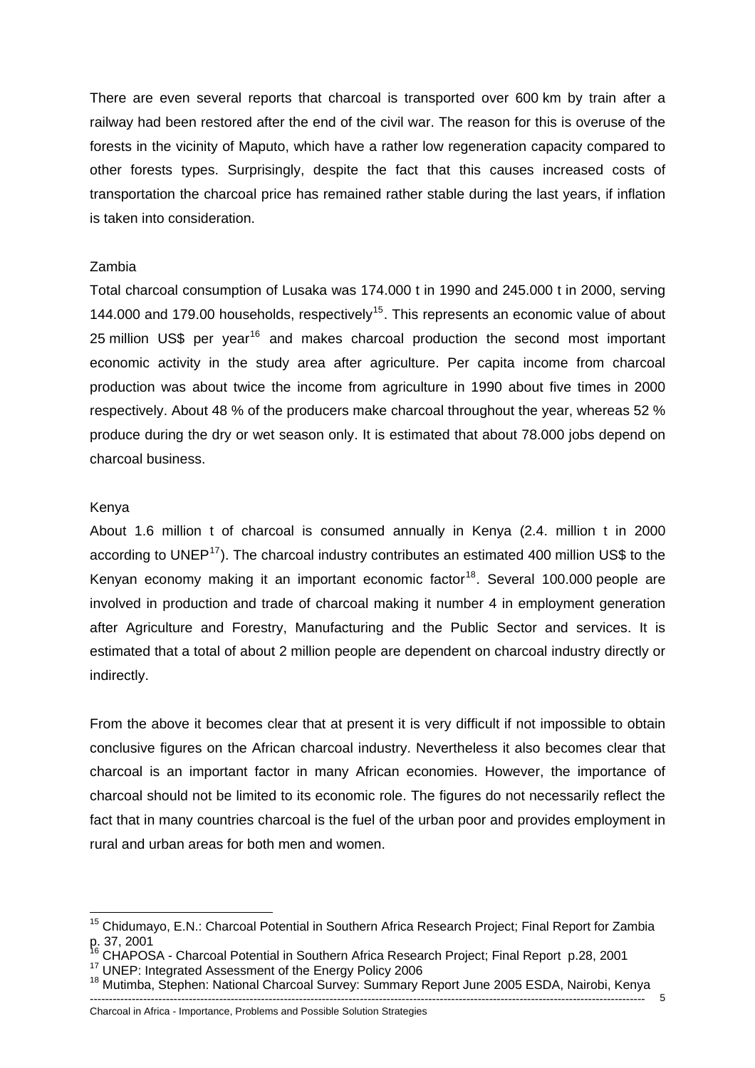There are even several reports that charcoal is transported over 600 km by train after a railway had been restored after the end of the civil war. The reason for this is overuse of the forests in the vicinity of Maputo, which have a rather low regeneration capacity compared to other forests types. Surprisingly, despite the fact that this causes increased costs of transportation the charcoal price has remained rather stable during the last years, if inflation is taken into consideration.

Zambia

Total charcoal consumption of Lusaka was 174.000 t in 1990 and 245.000 t in 2000, serving 144.000 and 179.00 households, respectively[15]. This represents an economic value of about 25 million US$ per year[16] and makes charcoal production the second most important economic activity in the study area after agriculture. Per capita income from charcoal production was about twice the income from agriculture in 1990 about five times in 2000 respectively. About 48 % of the producers make charcoal throughout the year, whereas 52 % produce during the dry or wet season only. It is estimated that about 78.000 jobs depend on charcoal business.

Kenya

About 1.6 million t of charcoal is consumed annually in Kenya (2.4. million t in 2000 according to UNEP[17]). The charcoal industry contributes an estimated 400 million US$ to the Kenyan economy making it an important economic factor[18]. Several 100.000 people are involved in production and trade of charcoal making it number 4 in employment generation after Agriculture and Forestry, Manufacturing and the Public Sector and services. It is estimated that a total of about 2 million people are dependent on charcoal industry directly or indirectly.

From the above it becomes clear that at present it is very difficult if not impossible to obtain conclusive figures on the African charcoal industry. Nevertheless it also becomes clear that charcoal is an important factor in many African economies. However, the importance of charcoal should not be limited to its economic role. The figures do not necessarily reflect the fact that in many countries charcoal is the fuel of the urban poor and provides employment in rural and urban areas for both men and women.

---

[15] Chidumayo, E.N.: Charcoal Potential in Southern Africa Research Project; Final Report for Zambia p. 37, 2001

[16] CHAPOSA - Charcoal Potential in Southern Africa Research Project; Final Report p.28, 2001

[17] UNEP: Integrated Assessment of the Energy Policy 2006

[18] Mutimba, Stephen: National Charcoal Survey: Summary Report June 2005 ESDA, Nairobi, Kenya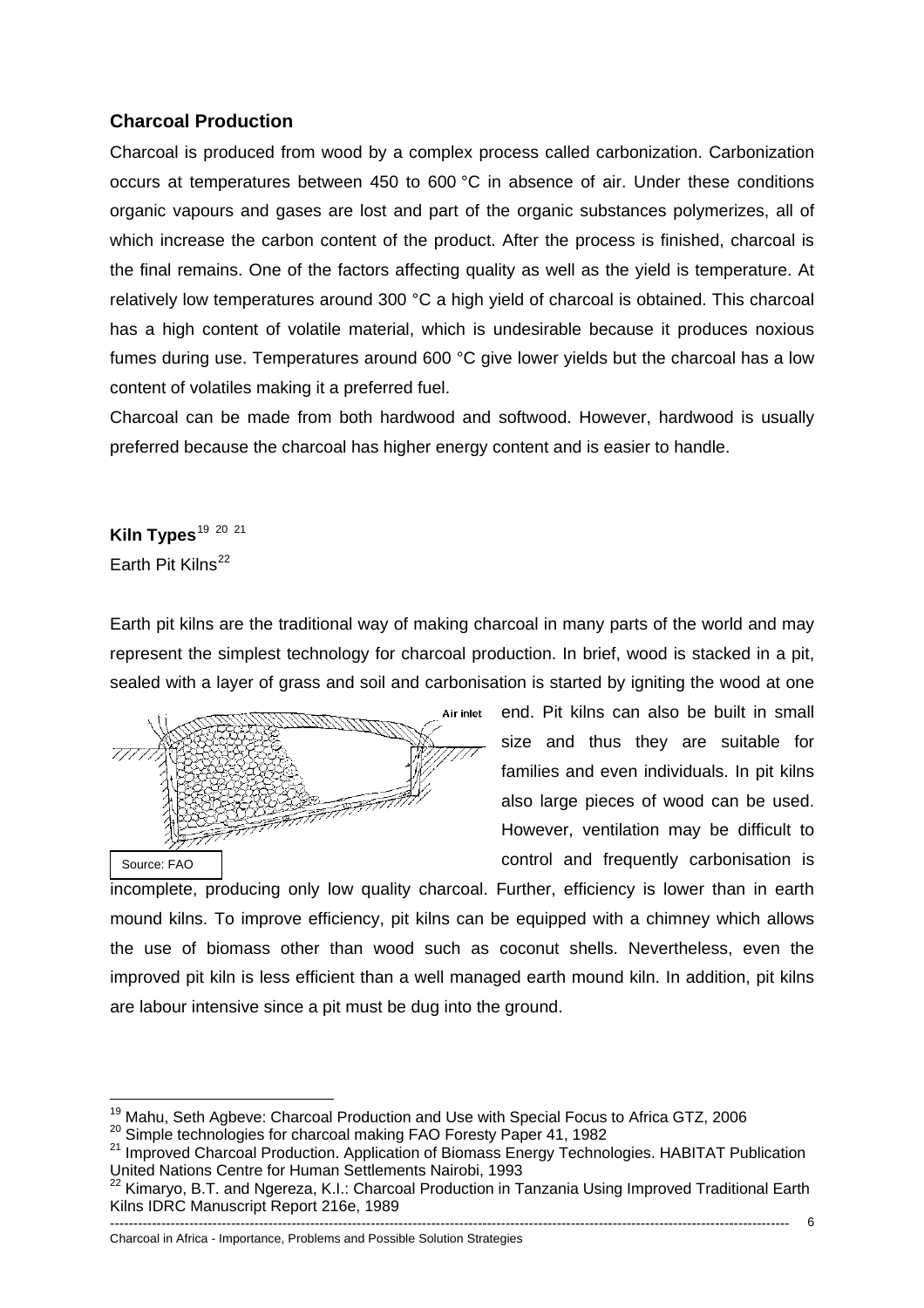## Charcoal Production

Charcoal is produced from wood by a complex process called carbonization. Carbonization occurs at temperatures between 450 to 600 °C in absence of air. Under these conditions organic vapours and gases are lost and part of the organic substances polymerizes, all of which increase the carbon content of the product. After the process is finished, charcoal is the final remains. One of the factors affecting quality as well as the yield is temperature. At relatively low temperatures around 300 °C a high yield of charcoal is obtained. This charcoal has a high content of volatile material, which is undesirable because it produces noxious fumes during use. Temperatures around 600 °C give lower yields but the charcoal has a low content of volatiles making it a preferred fuel.

Charcoal can be made from both hardwood and softwood. However, hardwood is usually preferred because the charcoal has higher energy content and is easier to handle.

### Kiln Types[19] [20] [21]

Earth Pit Kilns[22]

Earth pit kilns are the traditional way of making charcoal in many parts of the world and may represent the simplest technology for charcoal production. In brief, wood is stacked in a pit, sealed with a layer of grass and soil and carbonisation is started by igniting the wood at one end. Pit kilns can also be built in small size and thus they are suitable for families and even individuals. In pit kilns also large pieces of wood can be used. However, ventilation may be difficult to control and frequently carbonisation is incomplete, producing only low quality charcoal. Further, efficiency is lower than in earth mound kilns. To improve efficiency, pit kilns can be equipped with a chimney which allows the use of biomass other than wood such as coconut shells. Nevertheless, even the improved pit kiln is less efficient than a well managed earth mound kiln. In addition, pit kilns are labour intensive since a pit must be dug into the ground.

Air inlet

Source: FAO

---

[19] Mahu, Seth Agbeve: Charcoal Production and Use with Special Focus to Africa GTZ, 2006

[20] Simple technologies for charcoal making FAO Foresty Paper 41, 1982

[21] Improved Charcoal Production. Application of Biomass Energy Technologies. HABITAT Publication United Nations Centre for Human Settlements Nairobi, 1993

[22] Kimaryo, B.T. and Ngereza, K.I.: Charcoal Production in Tanzania Using Improved Traditional Earth Kilns IDRC Manuscript Report 216e, 1989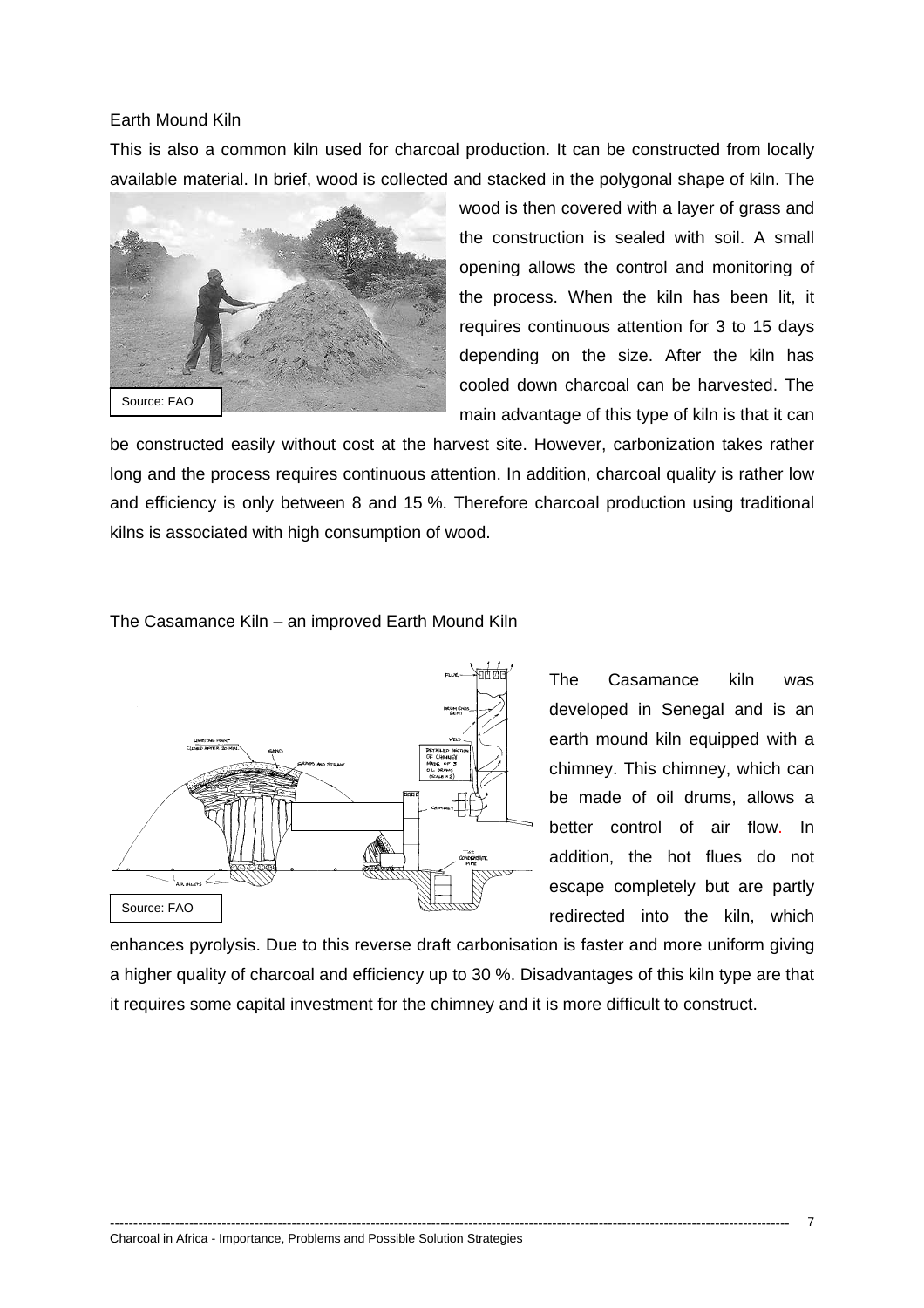Earth Mound Kiln

This is also a common kiln used for charcoal production. It can be constructed from locally available material. In brief, wood is collected and stacked in the polygonal shape of kiln. The wood is then covered with a layer of grass and the construction is sealed with soil. A small opening allows the control and monitoring of the process. When the kiln has been lit, it requires continuous attention for 3 to 15 days depending on the size. After the kiln has cooled down charcoal can be harvested. The main advantage of this type of kiln is that it can be constructed easily without cost at the harvest site. However, carbonization takes rather long and the process requires continuous attention. In addition, charcoal quality is rather low and efficiency is only between 8 and 15 %. Therefore charcoal production using traditional kilns is associated with high consumption of wood.

Source: FAO

The Casamance Kiln – an improved Earth Mound Kiln

The Casamance kiln was developed in Senegal and is an earth mound kiln equipped with a chimney. This chimney, which can be made of oil drums, allows a better control of air flow. In addition, the hot flues do not escape completely but are partly redirected into the kiln, which enhances pyrolysis. Due to this reverse draft carbonisation is faster and more uniform giving a higher quality of charcoal and efficiency up to 30 %. Disadvantages of this kiln type are that it requires some capital investment for the chimney and it is more difficult to construct.

Source: FAO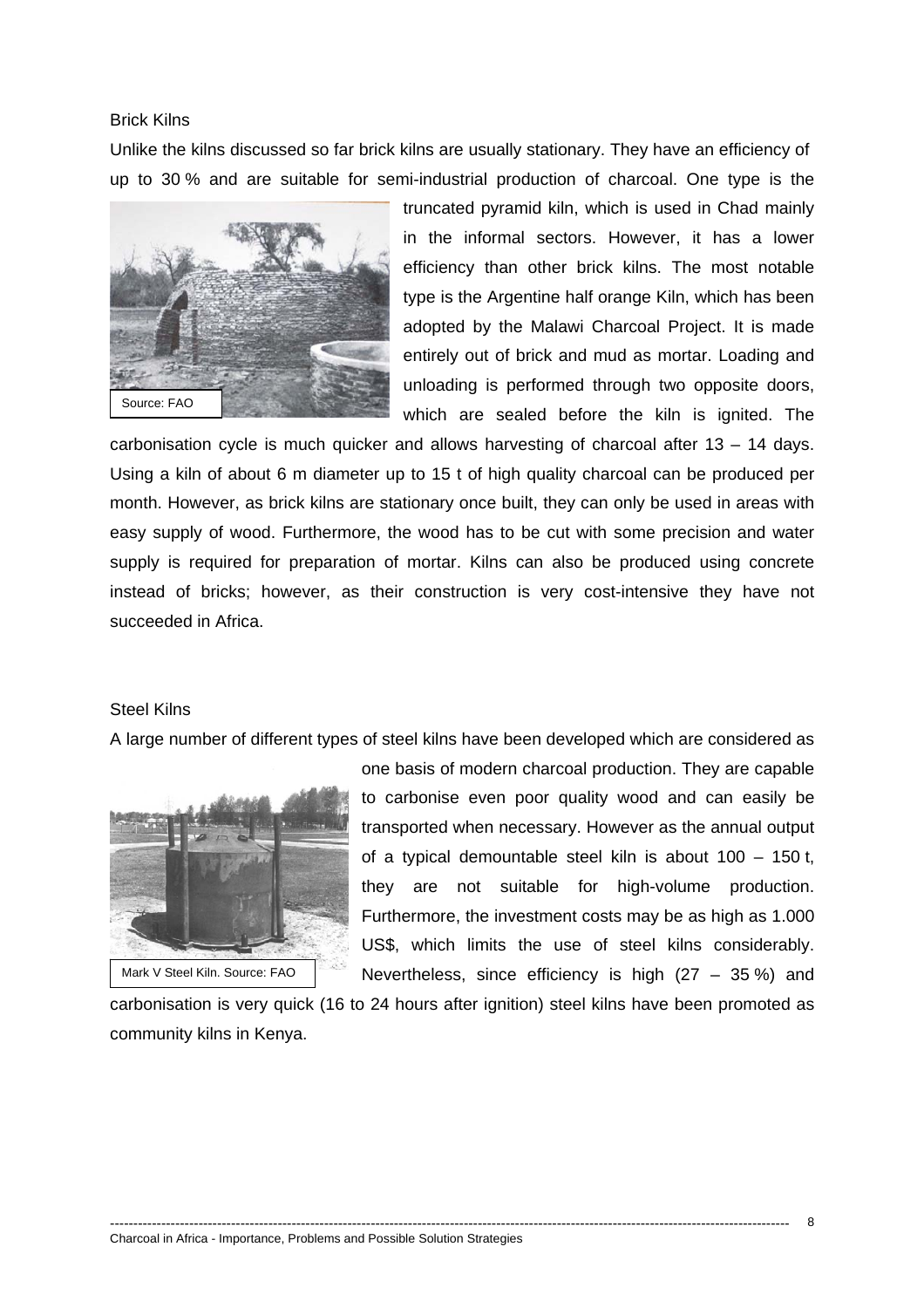Brick Kilns

Unlike the kilns discussed so far brick kilns are usually stationary. They have an efficiency of up to 30 % and are suitable for semi-industrial production of charcoal. One type is the truncated pyramid kiln, which is used in Chad mainly in the informal sectors. However, it has a lower efficiency than other brick kilns. The most notable type is the Argentine half orange Kiln, which has been adopted by the Malawi Charcoal Project. It is made entirely out of brick and mud as mortar. Loading and unloading is performed through two opposite doors, which are sealed before the kiln is ignited. The carbonisation cycle is much quicker and allows harvesting of charcoal after 13 – 14 days. Using a kiln of about 6 m diameter up to 15 t of high quality charcoal can be produced per month. However, as brick kilns are stationary once built, they can only be used in areas with easy supply of wood. Furthermore, the wood has to be cut with some precision and water supply is required for preparation of mortar. Kilns can also be produced using concrete instead of bricks; however, as their construction is very cost-intensive they have not succeeded in Africa.

Source: FAO

Steel Kilns

A large number of different types of steel kilns have been developed which are considered as one basis of modern charcoal production. They are capable to carbonise even poor quality wood and can easily be transported when necessary. However as the annual output of a typical demountable steel kiln is about 100 – 150 t, they are not suitable for high-volume production. Furthermore, the investment costs may be as high as 1.000 US$, which limits the use of steel kilns considerably. Nevertheless, since efficiency is high (27 – 35 %) and carbonisation is very quick (16 to 24 hours after ignition) steel kilns have been promoted as community kilns in Kenya.

Mark V Steel Kiln. Source: FAO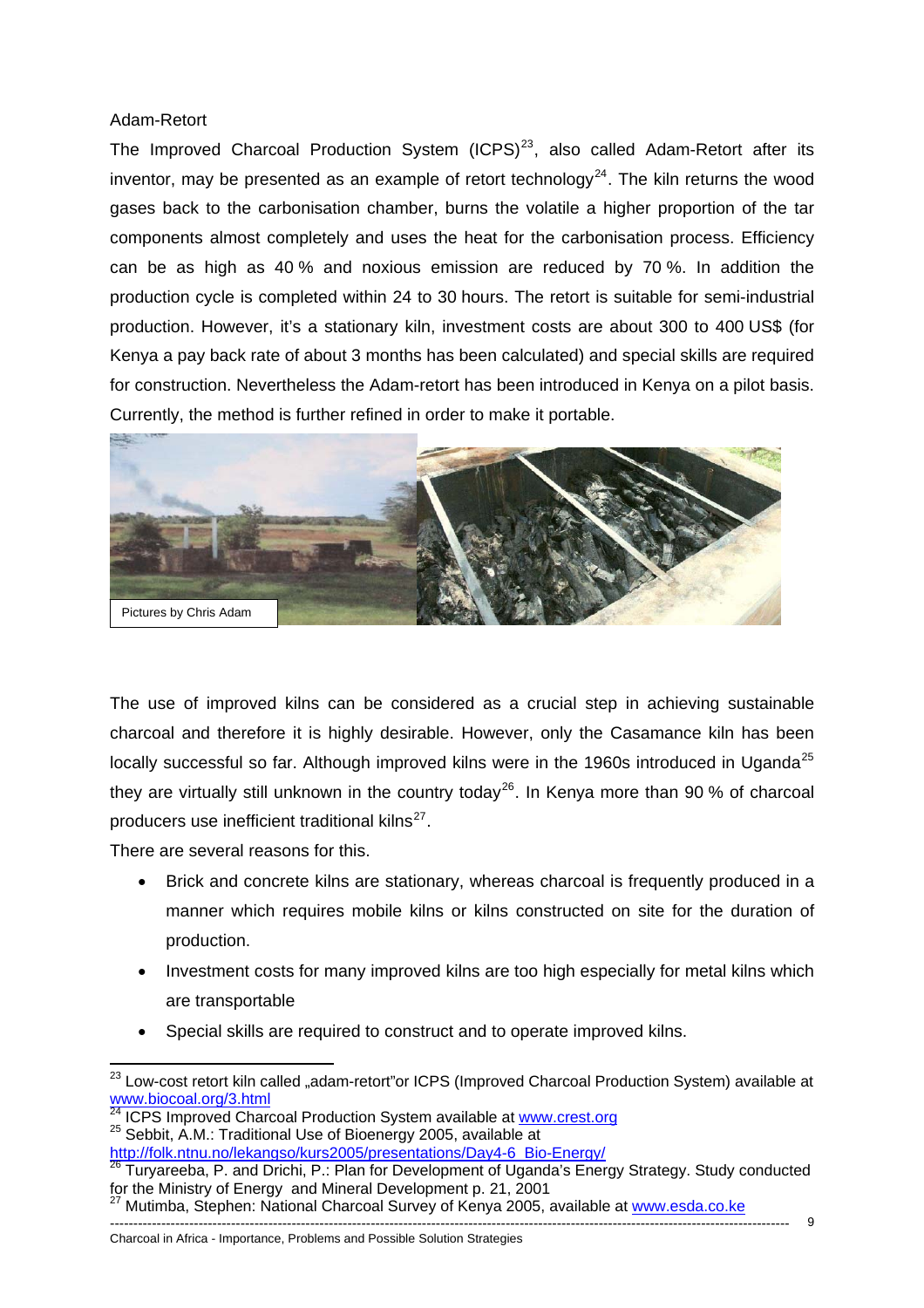Adam-Retort

The Improved Charcoal Production System (ICPS)[23], also called Adam-Retort after its inventor, may be presented as an example of retort technology[24]. The kiln returns the wood gases back to the carbonisation chamber, burns the volatile a higher proportion of the tar components almost completely and uses the heat for the carbonisation process. Efficiency can be as high as 40 % and noxious emission are reduced by 70 %. In addition the production cycle is completed within 24 to 30 hours. The retort is suitable for semi-industrial production. However, it's a stationary kiln, investment costs are about 300 to 400 US$ (for Kenya a pay back rate of about 3 months has been calculated) and special skills are required for construction. Nevertheless the Adam-retort has been introduced in Kenya on a pilot basis. Currently, the method is further refined in order to make it portable.

Pictures by Chris Adam

The use of improved kilns can be considered as a crucial step in achieving sustainable charcoal and therefore it is highly desirable. However, only the Casamance kiln has been locally successful so far. Although improved kilns were in the 1960s introduced in Uganda[25] they are virtually still unknown in the country today[26]. In Kenya more than 90 % of charcoal producers use inefficient traditional kilns[27].

There are several reasons for this.

- Brick and concrete kilns are stationary, whereas charcoal is frequently produced in a manner which requires mobile kilns or kilns constructed on site for the duration of production.
- Investment costs for many improved kilns are too high especially for metal kilns which are transportable
- Special skills are required to construct and to operate improved kilns.

---

[23] Low-cost retort kiln called „adam-retort"or ICPS (Improved Charcoal Production System) available at www.biocoal.org/3.html

[24] ICPS Improved Charcoal Production System available at www.crest.org

[25] Sebbit, A.M.: Traditional Use of Bioenergy 2005, available at http://folk.ntnu.no/lekangso/kurs2005/presentations/Day4-6_Bio-Energy/

[26] Turyareeba, P. and Drichi, P.: Plan for Development of Uganda's Energy Strategy. Study conducted for the Ministry of Energy and Mineral Development p. 21, 2001

[27] Mutimba, Stephen: National Charcoal Survey of Kenya 2005, available at www.esda.co.ke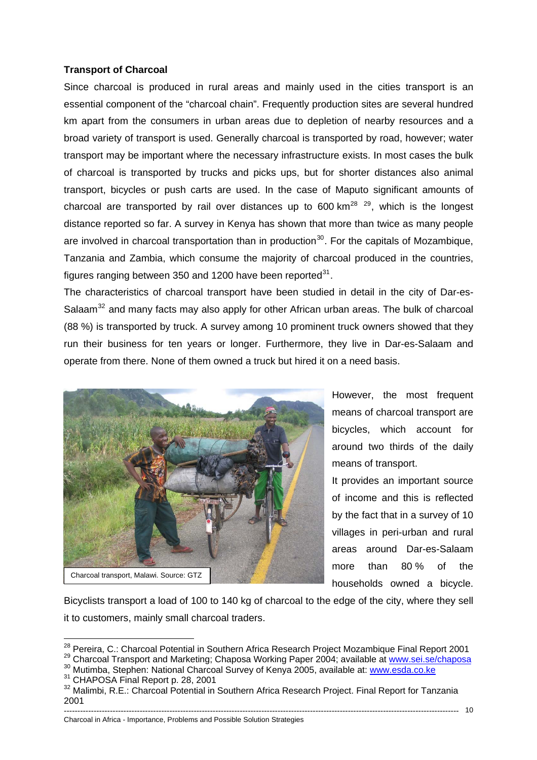**Transport of Charcoal**

Since charcoal is produced in rural areas and mainly used in the cities transport is an essential component of the "charcoal chain". Frequently production sites are several hundred km apart from the consumers in urban areas due to depletion of nearby resources and a broad variety of transport is used. Generally charcoal is transported by road, however; water transport may be important where the necessary infrastructure exists. In most cases the bulk of charcoal is transported by trucks and picks ups, but for shorter distances also animal transport, bicycles or push carts are used. In the case of Maputo significant amounts of charcoal are transported by rail over distances up to 600 km[28] [29], which is the longest distance reported so far. A survey in Kenya has shown that more than twice as many people are involved in charcoal transportation than in production[30]. For the capitals of Mozambique, Tanzania and Zambia, which consume the majority of charcoal produced in the countries, figures ranging between 350 and 1200 have been reported[31].

The characteristics of charcoal transport have been studied in detail in the city of Dar-es-Salaam[32] and many facts may also apply for other African urban areas. The bulk of charcoal (88 %) is transported by truck. A survey among 10 prominent truck owners showed that they run their business for ten years or longer. Furthermore, they live in Dar-es-Salaam and operate from there. None of them owned a truck but hired it on a need basis.

Charcoal transport, Malawi. Source: GTZ

However, the most frequent means of charcoal transport are bicycles, which account for around two thirds of the daily means of transport.

It provides an important source of income and this is reflected by the fact that in a survey of 10 villages in peri-urban and rural areas around Dar-es-Salaam more than 80 % of the households owned a bicycle. Bicyclists transport a load of 100 to 140 kg of charcoal to the edge of the city, where they sell it to customers, mainly small charcoal traders.

---

[28] Pereira, C.: Charcoal Potential in Southern Africa Research Project Mozambique Final Report 2001

[29] Charcoal Transport and Marketing; Chaposa Working Paper 2004; available at www.sei.se/chaposa

[30] Mutimba, Stephen: National Charcoal Survey of Kenya 2005, available at: www.esda.co.ke

[31] CHAPOSA Final Report p. 28, 2001

[32] Malimbi, R.E.: Charcoal Potential in Southern Africa Research Project. Final Report for Tanzania 2001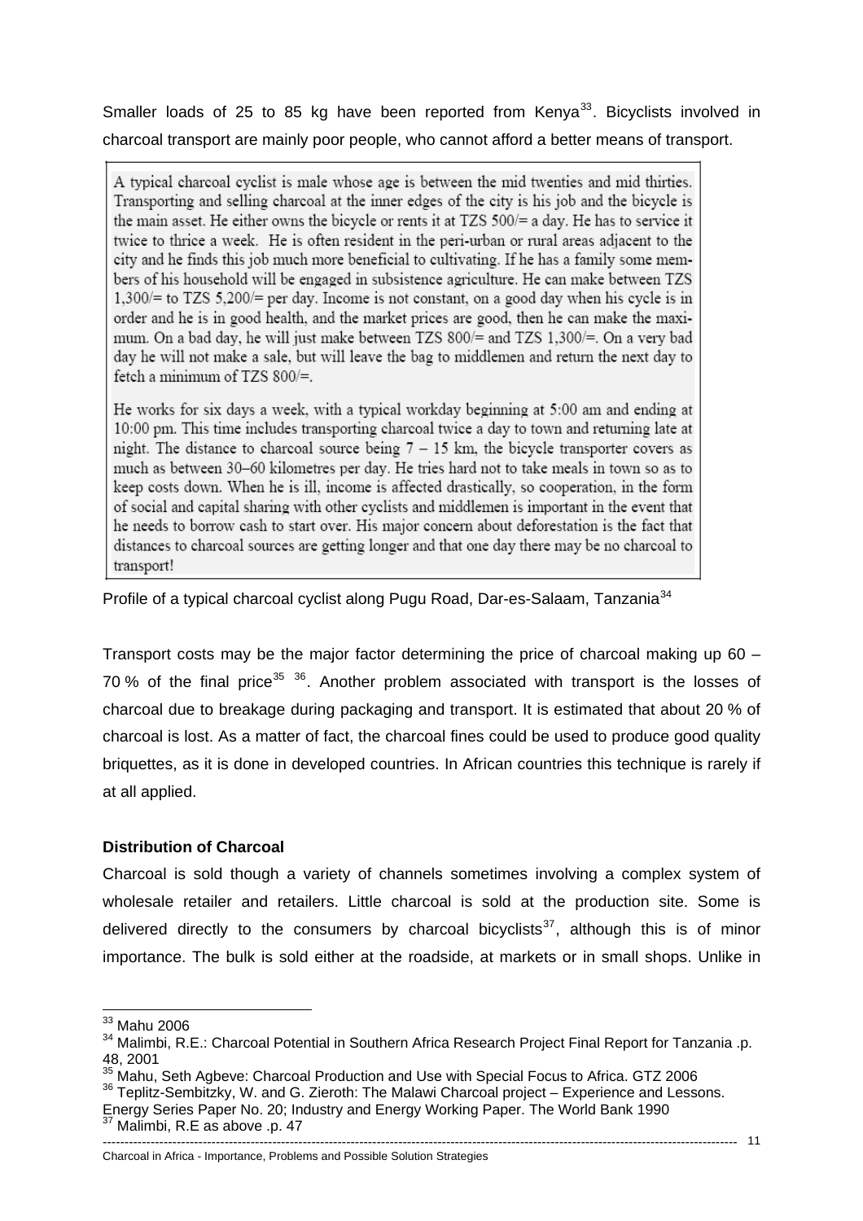Smaller loads of 25 to 85 kg have been reported from Kenya[33]. Bicyclists involved in charcoal transport are mainly poor people, who cannot afford a better means of transport.

> A typical charcoal cyclist is male whose age is between the mid twenties and mid thirties. Transporting and selling charcoal at the inner edges of the city is his job and the bicycle is the main asset. He either owns the bicycle or rents it at TZS 500/= a day. He has to service it twice to thrice a week. He is often resident in the peri-urban or rural areas adjacent to the city and he finds this job much more beneficial to cultivating. If he has a family some members of his household will be engaged in subsistence agriculture. He can make between TZS 1,300/= to TZS 5,200/= per day. Income is not constant, on a good day when his cycle is in order and he is in good health, and the market prices are good, then he can make the maximum. On a bad day, he will just make between TZS 800/= and TZS 1,300/=. On a very bad day he will not make a sale, but will leave the bag to middlemen and return the next day to fetch a minimum of TZS 800/=.
>
> He works for six days a week, with a typical workday beginning at 5:00 am and ending at 10:00 pm. This time includes transporting charcoal twice a day to town and returning late at night. The distance to charcoal source being 7 – 15 km, the bicycle transporter covers as much as between 30–60 kilometres per day. He tries hard not to take meals in town so as to keep costs down. When he is ill, income is affected drastically, so cooperation, in the form of social and capital sharing with other cyclists and middlemen is important in the event that he needs to borrow cash to start over. His major concern about deforestation is the fact that distances to charcoal sources are getting longer and that one day there may be no charcoal to transport!

Profile of a typical charcoal cyclist along Pugu Road, Dar-es-Salaam, Tanzania[34]

Transport costs may be the major factor determining the price of charcoal making up 60 – 70 % of the final price[35] [36]. Another problem associated with transport is the losses of charcoal due to breakage during packaging and transport. It is estimated that about 20 % of charcoal is lost. As a matter of fact, the charcoal fines could be used to produce good quality briquettes, as it is done in developed countries. In African countries this technique is rarely if at all applied.

**Distribution of Charcoal**

Charcoal is sold though a variety of channels sometimes involving a complex system of wholesale retailer and retailers. Little charcoal is sold at the production site. Some is delivered directly to the consumers by charcoal bicyclists[37], although this is of minor importance. The bulk is sold either at the roadside, at markets or in small shops. Unlike in

---

[33] Mahu 2006

[34] Malimbi, R.E.: Charcoal Potential in Southern Africa Research Project Final Report for Tanzania .p. 48, 2001

[35] Mahu, Seth Agbeve: Charcoal Production and Use with Special Focus to Africa. GTZ 2006

[36] Teplitz-Sembitzky, W. and G. Zieroth: The Malawi Charcoal project – Experience and Lessons. Energy Series Paper No. 20; Industry and Energy Working Paper. The World Bank 1990

[37] Malimbi, R.E as above .p. 47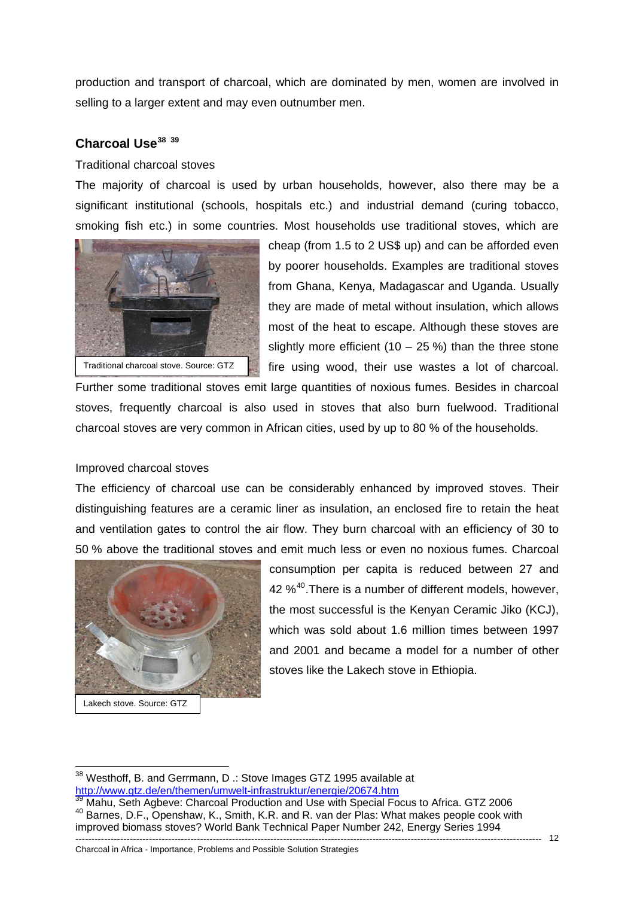production and transport of charcoal, which are dominated by men, women are involved in selling to a larger extent and may even outnumber men.

### Charcoal Use[38] [39]

Traditional charcoal stoves

The majority of charcoal is used by urban households, however, also there may be a significant institutional (schools, hospitals etc.) and industrial demand (curing tobacco, smoking fish etc.) in some countries. Most households use traditional stoves, which are cheap (from 1.5 to 2 US$ up) and can be afforded even by poorer households. Examples are traditional stoves from Ghana, Kenya, Madagascar and Uganda. Usually they are made of metal without insulation, which allows most of the heat to escape. Although these stoves are slightly more efficient (10 – 25 %) than the three stone fire using wood, their use wastes a lot of charcoal. Further some traditional stoves emit large quantities of noxious fumes. Besides in charcoal stoves, frequently charcoal is also used in stoves that also burn fuelwood. Traditional charcoal stoves are very common in African cities, used by up to 80 % of the households.

Traditional charcoal stove. Source: GTZ

Improved charcoal stoves

The efficiency of charcoal use can be considerably enhanced by improved stoves. Their distinguishing features are a ceramic liner as insulation, an enclosed fire to retain the heat and ventilation gates to control the air flow. They burn charcoal with an efficiency of 30 to 50 % above the traditional stoves and emit much less or even no noxious fumes. Charcoal consumption per capita is reduced between 27 and 42 %[40]. There is a number of different models, however, the most successful is the Kenyan Ceramic Jiko (KCJ), which was sold about 1.6 million times between 1997 and 2001 and became a model for a number of other stoves like the Lakech stove in Ethiopia.

Lakech stove. Source: GTZ

---

[38] Westhoff, B. and Gerrmann, D .: Stove Images GTZ 1995 available at http://www.gtz.de/en/themen/umwelt-infrastruktur/energie/20674.htm

[39] Mahu, Seth Agbeve: Charcoal Production and Use with Special Focus to Africa. GTZ 2006

[40] Barnes, D.F., Openshaw, K., Smith, K.R. and R. van der Plas: What makes people cook with improved biomass stoves? World Bank Technical Paper Number 242, Energy Series 1994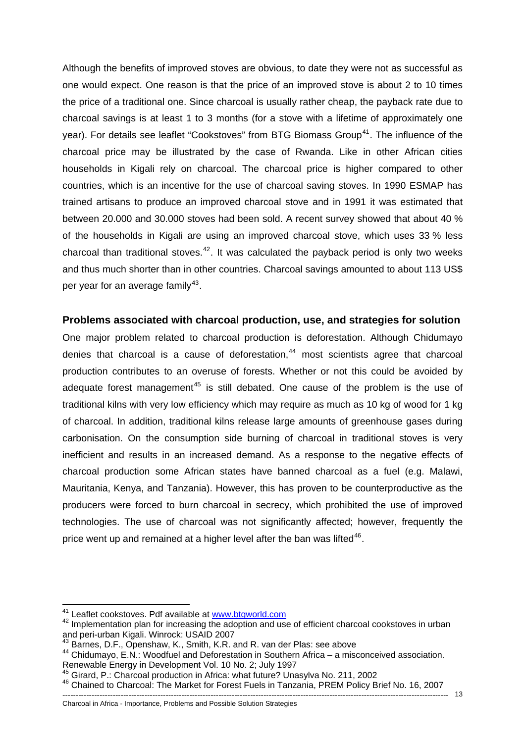Although the benefits of improved stoves are obvious, to date they were not as successful as one would expect. One reason is that the price of an improved stove is about 2 to 10 times the price of a traditional one. Since charcoal is usually rather cheap, the payback rate due to charcoal savings is at least 1 to 3 months (for a stove with a lifetime of approximately one year). For details see leaflet "Cookstoves" from BTG Biomass Group[41]. The influence of the charcoal price may be illustrated by the case of Rwanda. Like in other African cities households in Kigali rely on charcoal. The charcoal price is higher compared to other countries, which is an incentive for the use of charcoal saving stoves. In 1990 ESMAP has trained artisans to produce an improved charcoal stove and in 1991 it was estimated that between 20.000 and 30.000 stoves had been sold. A recent survey showed that about 40 % of the households in Kigali are using an improved charcoal stove, which uses 33 % less charcoal than traditional stoves.[42]. It was calculated the payback period is only two weeks and thus much shorter than in other countries. Charcoal savings amounted to about 113 US$ per year for an average family[43].

### Problems associated with charcoal production, use, and strategies for solution

One major problem related to charcoal production is deforestation. Although Chidumayo denies that charcoal is a cause of deforestation,[44] most scientists agree that charcoal production contributes to an overuse of forests. Whether or not this could be avoided by adequate forest management[45] is still debated. One cause of the problem is the use of traditional kilns with very low efficiency which may require as much as 10 kg of wood for 1 kg of charcoal. In addition, traditional kilns release large amounts of greenhouse gases during carbonisation. On the consumption side burning of charcoal in traditional stoves is very inefficient and results in an increased demand. As a response to the negative effects of charcoal production some African states have banned charcoal as a fuel (e.g. Malawi, Mauritania, Kenya, and Tanzania). However, this has proven to be counterproductive as the producers were forced to burn charcoal in secrecy, which prohibited the use of improved technologies. The use of charcoal was not significantly affected; however, frequently the price went up and remained at a higher level after the ban was lifted[46].

---

[41] Leaflet cookstoves. Pdf available at www.btgworld.com

[42] Implementation plan for increasing the adoption and use of efficient charcoal cookstoves in urban and peri-urban Kigali. Winrock: USAID 2007

[43] Barnes, D.F., Openshaw, K., Smith, K.R. and R. van der Plas: see above

[44] Chidumayo, E.N.: Woodfuel and Deforestation in Southern Africa – a misconceived association. Renewable Energy in Development Vol. 10 No. 2; July 1997

[45] Girard, P.: Charcoal production in Africa: what future? Unasylva No. 211, 2002

[46] Chained to Charcoal: The Market for Forest Fuels in Tanzania, PREM Policy Brief No. 16, 2007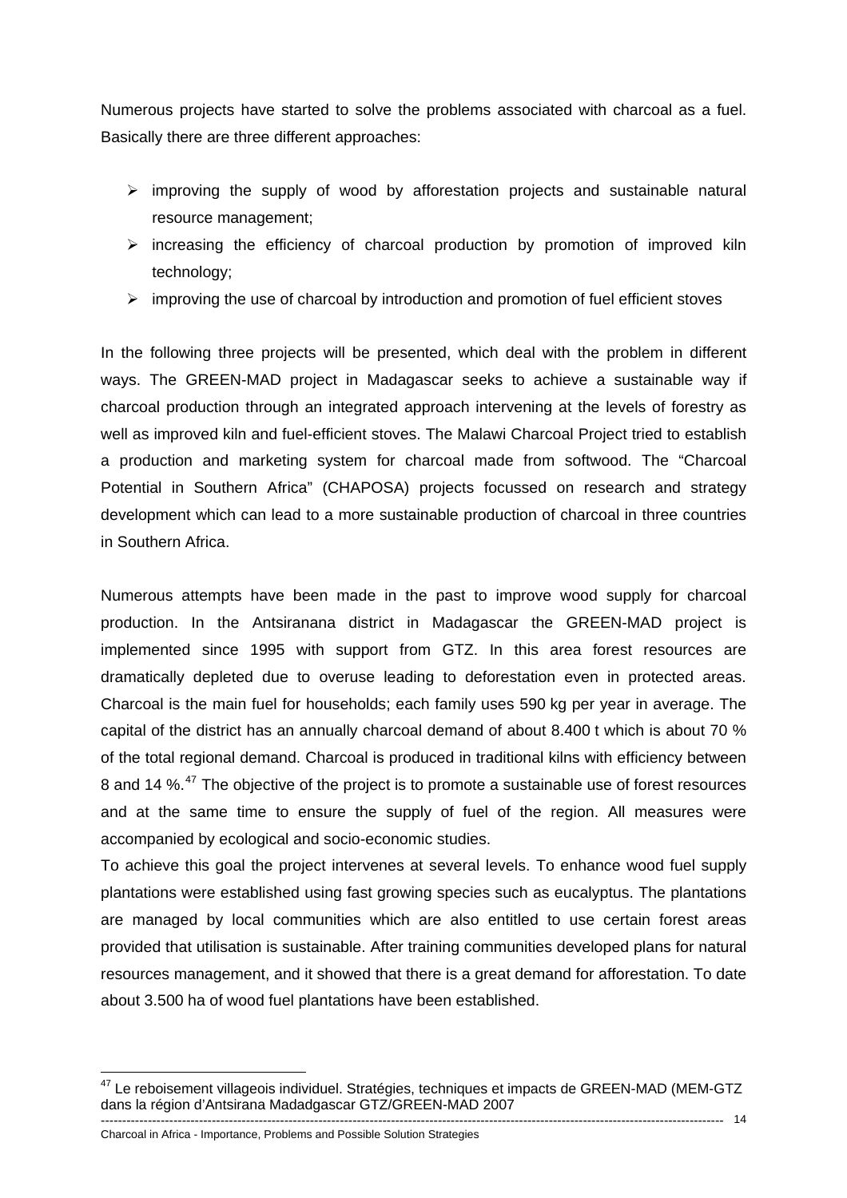Numerous projects have started to solve the problems associated with charcoal as a fuel. Basically there are three different approaches:

- improving the supply of wood by afforestation projects and sustainable natural resource management;
- increasing the efficiency of charcoal production by promotion of improved kiln technology;
- improving the use of charcoal by introduction and promotion of fuel efficient stoves

In the following three projects will be presented, which deal with the problem in different ways. The GREEN-MAD project in Madagascar seeks to achieve a sustainable way if charcoal production through an integrated approach intervening at the levels of forestry as well as improved kiln and fuel-efficient stoves. The Malawi Charcoal Project tried to establish a production and marketing system for charcoal made from softwood. The "Charcoal Potential in Southern Africa" (CHAPOSA) projects focussed on research and strategy development which can lead to a more sustainable production of charcoal in three countries in Southern Africa.

Numerous attempts have been made in the past to improve wood supply for charcoal production. In the Antsiranana district in Madagascar the GREEN-MAD project is implemented since 1995 with support from GTZ. In this area forest resources are dramatically depleted due to overuse leading to deforestation even in protected areas. Charcoal is the main fuel for households; each family uses 590 kg per year in average. The capital of the district has an annually charcoal demand of about 8.400 t which is about 70 % of the total regional demand. Charcoal is produced in traditional kilns with efficiency between 8 and 14 %.[47] The objective of the project is to promote a sustainable use of forest resources and at the same time to ensure the supply of fuel of the region. All measures were accompanied by ecological and socio-economic studies.

To achieve this goal the project intervenes at several levels. To enhance wood fuel supply plantations were established using fast growing species such as eucalyptus. The plantations are managed by local communities which are also entitled to use certain forest areas provided that utilisation is sustainable. After training communities developed plans for natural resources management, and it showed that there is a great demand for afforestation. To date about 3.500 ha of wood fuel plantations have been established.

[47] Le reboisement villageois individuel. Stratégies, techniques et impacts de GREEN-MAD (MEM-GTZ dans la région d'Antsirana Madadgascar GTZ/GREEN-MAD 2007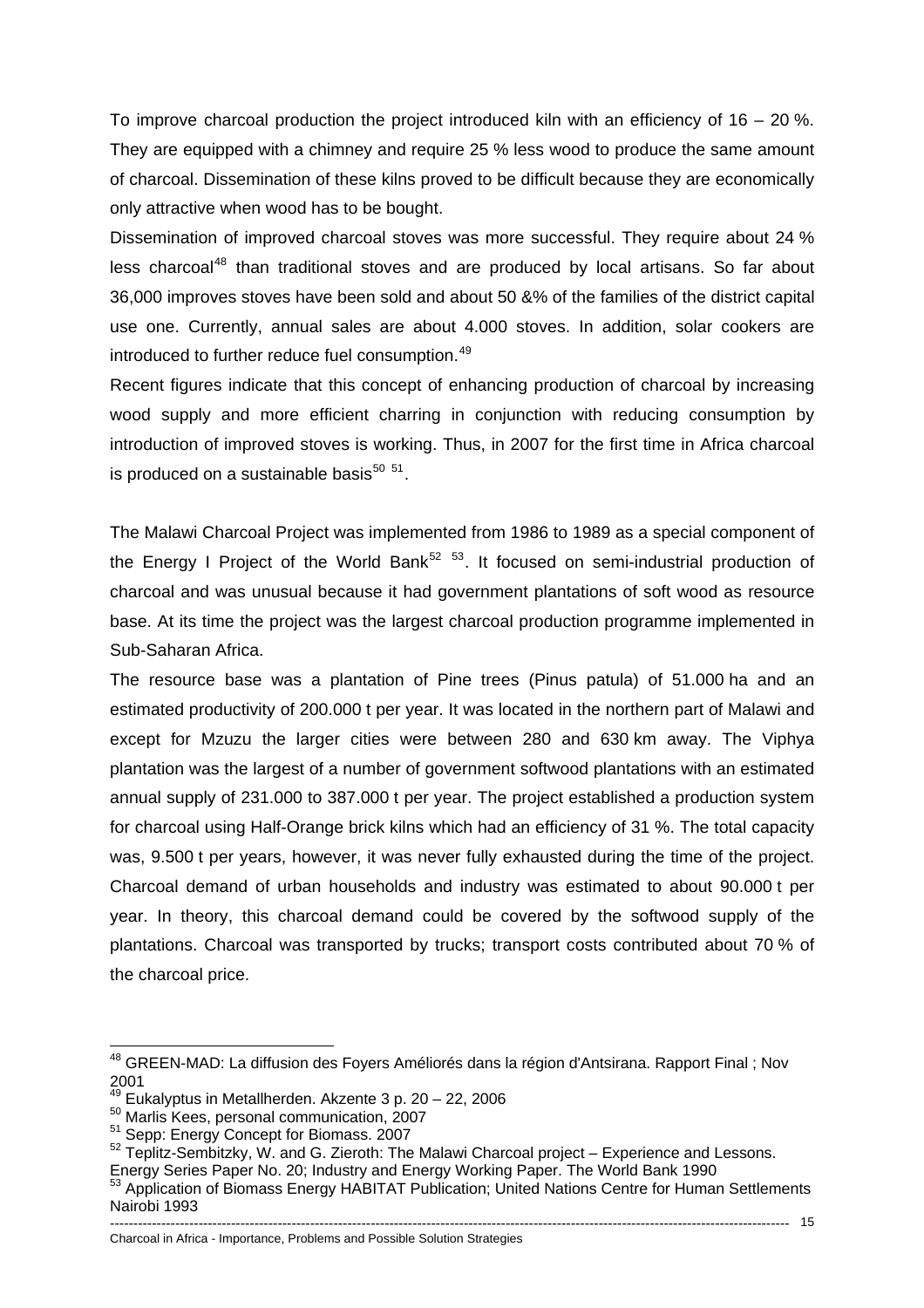To improve charcoal production the project introduced kiln with an efficiency of 16 – 20 %. They are equipped with a chimney and require 25 % less wood to produce the same amount of charcoal. Dissemination of these kilns proved to be difficult because they are economically only attractive when wood has to be bought.

Dissemination of improved charcoal stoves was more successful. They require about 24 % less charcoal[48] than traditional stoves and are produced by local artisans. So far about 36,000 improves stoves have been sold and about 50 &% of the families of the district capital use one. Currently, annual sales are about 4.000 stoves. In addition, solar cookers are introduced to further reduce fuel consumption.[49]

Recent figures indicate that this concept of enhancing production of charcoal by increasing wood supply and more efficient charring in conjunction with reducing consumption by introduction of improved stoves is working. Thus, in 2007 for the first time in Africa charcoal is produced on a sustainable basis[50] [51].

The Malawi Charcoal Project was implemented from 1986 to 1989 as a special component of the Energy I Project of the World Bank[52] [53]. It focused on semi-industrial production of charcoal and was unusual because it had government plantations of soft wood as resource base. At its time the project was the largest charcoal production programme implemented in Sub-Saharan Africa.

The resource base was a plantation of Pine trees (Pinus patula) of 51.000 ha and an estimated productivity of 200.000 t per year. It was located in the northern part of Malawi and except for Mzuzu the larger cities were between 280 and 630 km away. The Viphya plantation was the largest of a number of government softwood plantations with an estimated annual supply of 231.000 to 387.000 t per year. The project established a production system for charcoal using Half-Orange brick kilns which had an efficiency of 31 %. The total capacity was, 9.500 t per years, however, it was never fully exhausted during the time of the project. Charcoal demand of urban households and industry was estimated to about 90.000 t per year. In theory, this charcoal demand could be covered by the softwood supply of the plantations. Charcoal was transported by trucks; transport costs contributed about 70 % of the charcoal price.

---

[48] GREEN-MAD: La diffusion des Foyers Améliorés dans la région d'Antsirana. Rapport Final ; Nov 2001

[49] Eukalyptus in Metallherden. Akzente 3 p. 20 – 22, 2006

[50] Marlis Kees, personal communication, 2007

[51] Sepp: Energy Concept for Biomass. 2007

[52] Teplitz-Sembitzky, W. and G. Zieroth: The Malawi Charcoal project – Experience and Lessons. Energy Series Paper No. 20; Industry and Energy Working Paper. The World Bank 1990

[53] Application of Biomass Energy HABITAT Publication; United Nations Centre for Human Settlements Nairobi 1993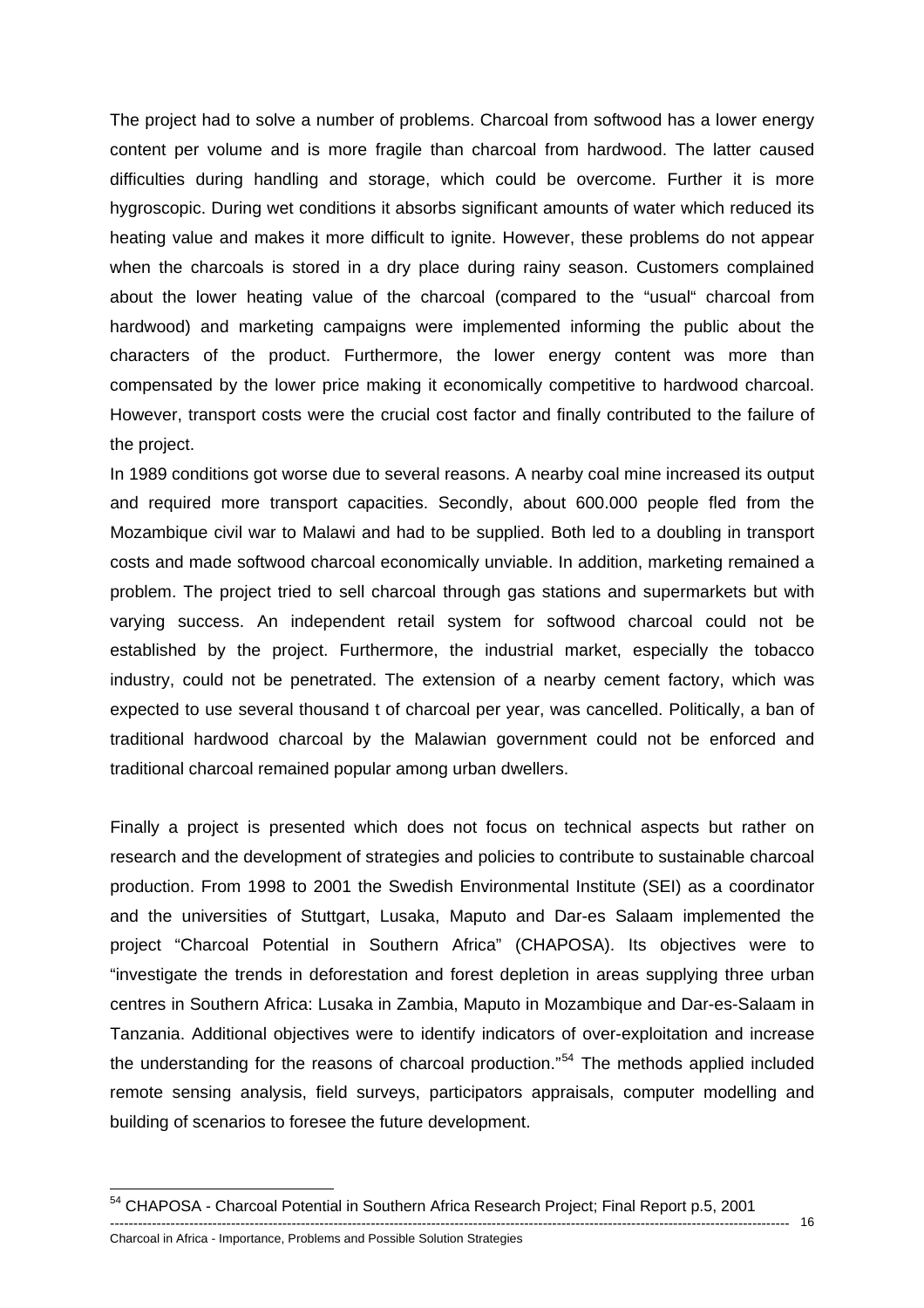The project had to solve a number of problems. Charcoal from softwood has a lower energy content per volume and is more fragile than charcoal from hardwood. The latter caused difficulties during handling and storage, which could be overcome. Further it is more hygroscopic. During wet conditions it absorbs significant amounts of water which reduced its heating value and makes it more difficult to ignite. However, these problems do not appear when the charcoals is stored in a dry place during rainy season. Customers complained about the lower heating value of the charcoal (compared to the "usual" charcoal from hardwood) and marketing campaigns were implemented informing the public about the characters of the product. Furthermore, the lower energy content was more than compensated by the lower price making it economically competitive to hardwood charcoal. However, transport costs were the crucial cost factor and finally contributed to the failure of the project.

In 1989 conditions got worse due to several reasons. A nearby coal mine increased its output and required more transport capacities. Secondly, about 600.000 people fled from the Mozambique civil war to Malawi and had to be supplied. Both led to a doubling in transport costs and made softwood charcoal economically unviable. In addition, marketing remained a problem. The project tried to sell charcoal through gas stations and supermarkets but with varying success. An independent retail system for softwood charcoal could not be established by the project. Furthermore, the industrial market, especially the tobacco industry, could not be penetrated. The extension of a nearby cement factory, which was expected to use several thousand t of charcoal per year, was cancelled. Politically, a ban of traditional hardwood charcoal by the Malawian government could not be enforced and traditional charcoal remained popular among urban dwellers.

Finally a project is presented which does not focus on technical aspects but rather on research and the development of strategies and policies to contribute to sustainable charcoal production. From 1998 to 2001 the Swedish Environmental Institute (SEI) as a coordinator and the universities of Stuttgart, Lusaka, Maputo and Dar-es Salaam implemented the project "Charcoal Potential in Southern Africa" (CHAPOSA). Its objectives were to "investigate the trends in deforestation and forest depletion in areas supplying three urban centres in Southern Africa: Lusaka in Zambia, Maputo in Mozambique and Dar-es-Salaam in Tanzania. Additional objectives were to identify indicators of over-exploitation and increase the understanding for the reasons of charcoal production."[54] The methods applied included remote sensing analysis, field surveys, participators appraisals, computer modelling and building of scenarios to foresee the future development.

---

[54] CHAPOSA - Charcoal Potential in Southern Africa Research Project; Final Report p.5, 2001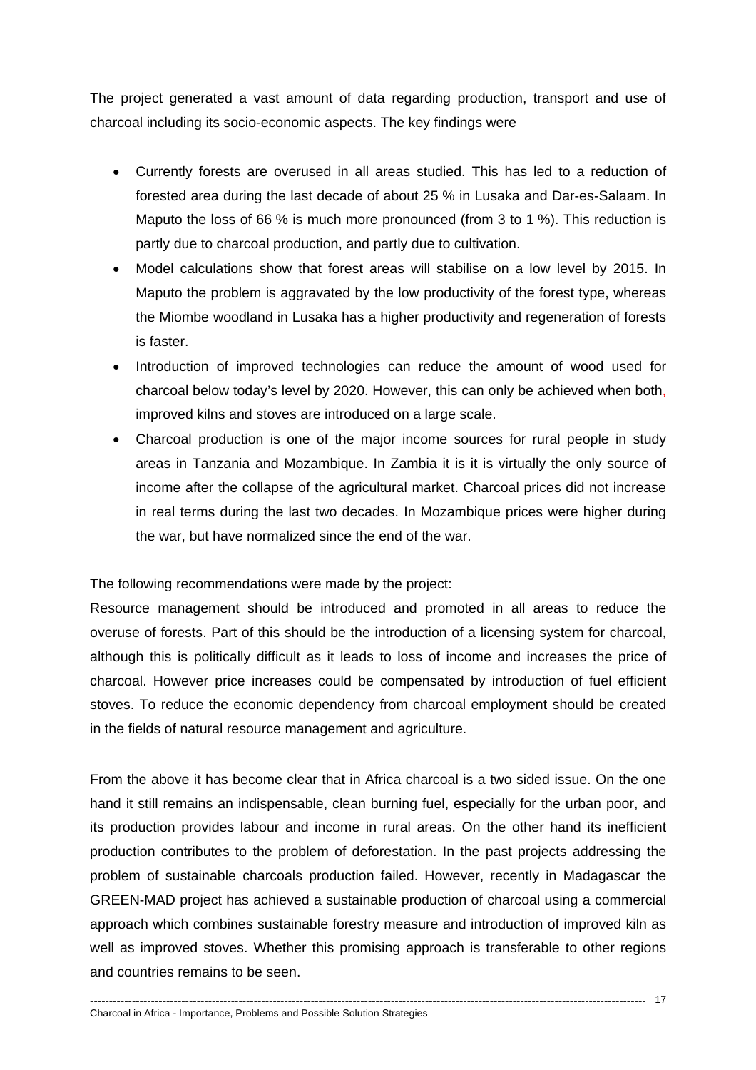The project generated a vast amount of data regarding production, transport and use of charcoal including its socio-economic aspects. The key findings were

- Currently forests are overused in all areas studied. This has led to a reduction of forested area during the last decade of about 25 % in Lusaka and Dar-es-Salaam. In Maputo the loss of 66 % is much more pronounced (from 3 to 1 %). This reduction is partly due to charcoal production, and partly due to cultivation.
- Model calculations show that forest areas will stabilise on a low level by 2015. In Maputo the problem is aggravated by the low productivity of the forest type, whereas the Miombe woodland in Lusaka has a higher productivity and regeneration of forests is faster.
- Introduction of improved technologies can reduce the amount of wood used for charcoal below today's level by 2020. However, this can only be achieved when both, improved kilns and stoves are introduced on a large scale.
- Charcoal production is one of the major income sources for rural people in study areas in Tanzania and Mozambique. In Zambia it is it is virtually the only source of income after the collapse of the agricultural market. Charcoal prices did not increase in real terms during the last two decades. In Mozambique prices were higher during the war, but have normalized since the end of the war.

The following recommendations were made by the project:

Resource management should be introduced and promoted in all areas to reduce the overuse of forests. Part of this should be the introduction of a licensing system for charcoal, although this is politically difficult as it leads to loss of income and increases the price of charcoal. However price increases could be compensated by introduction of fuel efficient stoves. To reduce the economic dependency from charcoal employment should be created in the fields of natural resource management and agriculture.

From the above it has become clear that in Africa charcoal is a two sided issue. On the one hand it still remains an indispensable, clean burning fuel, especially for the urban poor, and its production provides labour and income in rural areas. On the other hand its inefficient production contributes to the problem of deforestation. In the past projects addressing the problem of sustainable charcoals production failed. However, recently in Madagascar the GREEN-MAD project has achieved a sustainable production of charcoal using a commercial approach which combines sustainable forestry measure and introduction of improved kiln as well as improved stoves. Whether this promising approach is transferable to other regions and countries remains to be seen.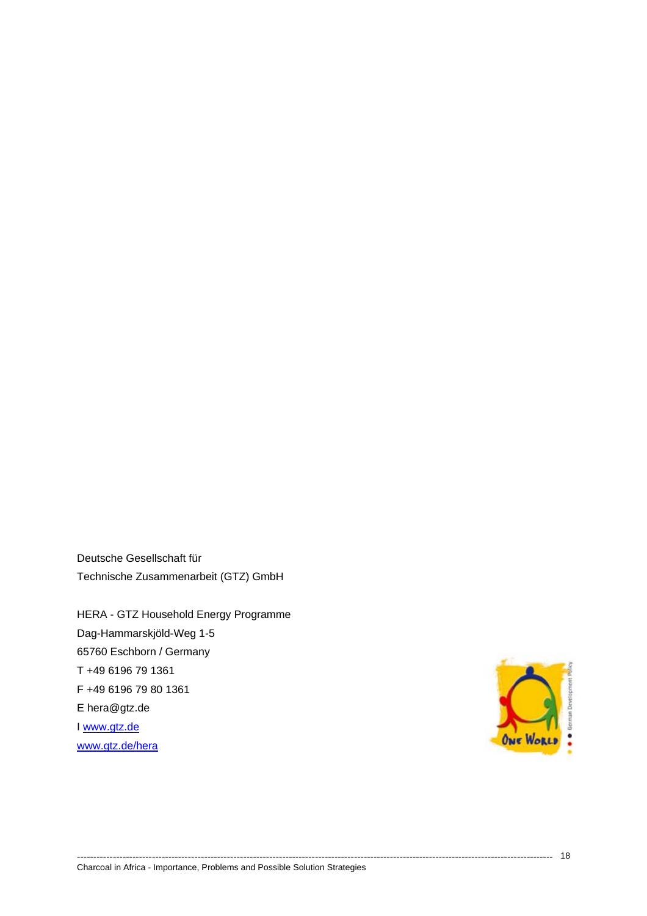Deutsche Gesellschaft für
Technische Zusammenarbeit (GTZ) GmbH

HERA - GTZ Household Energy Programme
Dag-Hammarskjöld-Weg 1-5
65760 Eschborn / Germany
T +49 6196 79 1361
F +49 6196 79 80 1361
E hera@gtz.de
I www.gtz.de
www.gtz.de/hera